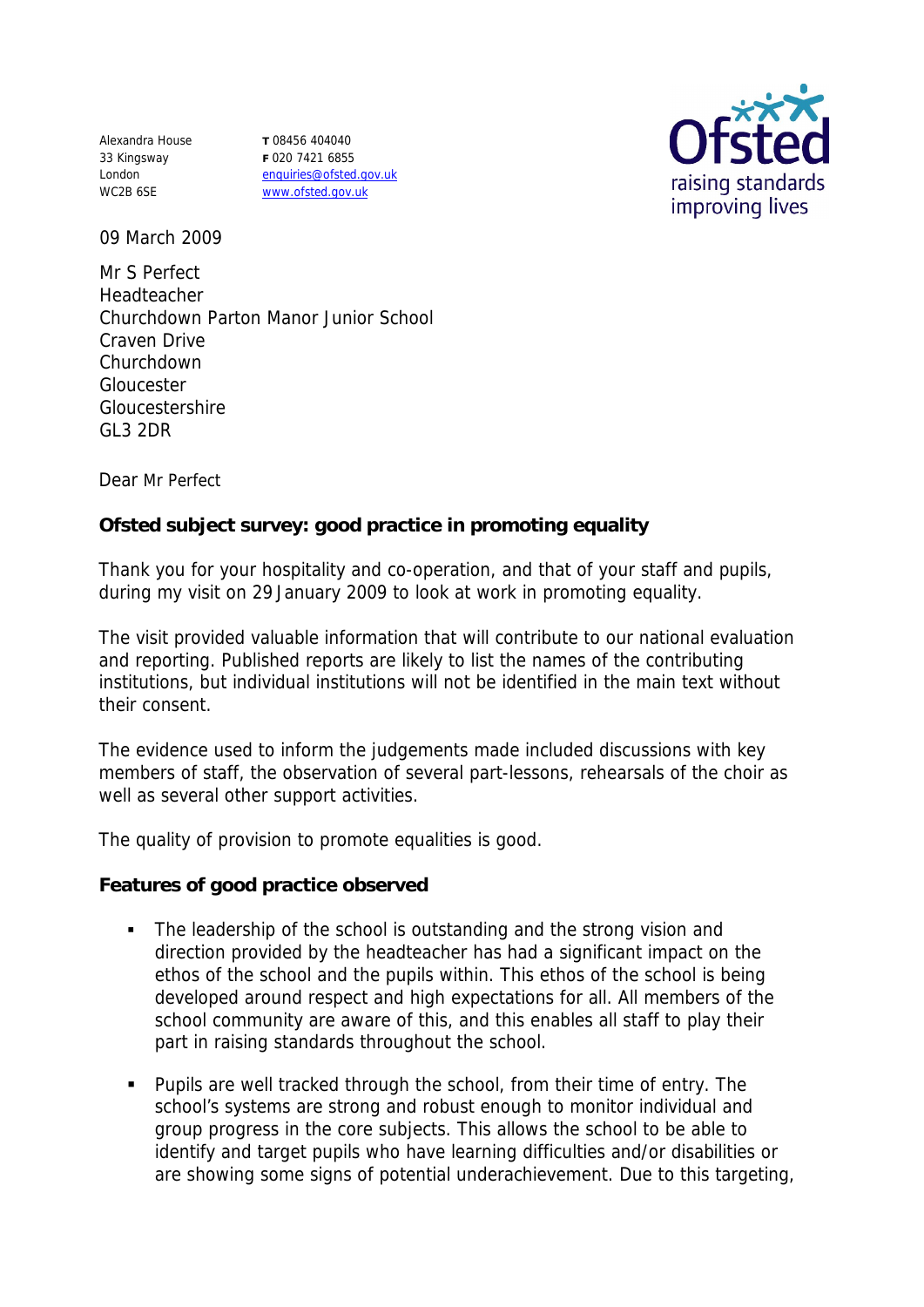Alexandra House
33 Kingsway
London
WC2B 6SE

T 08456 404040
F 020 7421 6855
enquiries@ofsted.gov.uk
www.ofsted.gov.uk

09 March 2009

Mr S Perfect
Headteacher
Churchdown Parton Manor Junior School
Craven Drive
Churchdown
Gloucester
Gloucestershire
GL3 2DR

Dear Mr Perfect

**Ofsted subject survey: good practice in promoting equality**

Thank you for your hospitality and co-operation, and that of your staff and pupils, during my visit on 29 January 2009 to look at work in promoting equality.

The visit provided valuable information that will contribute to our national evaluation and reporting. Published reports are likely to list the names of the contributing institutions, but individual institutions will not be identified in the main text without their consent.

The evidence used to inform the judgements made included discussions with key members of staff, the observation of several part-lessons, rehearsals of the choir as well as several other support activities.

The quality of provision to promote equalities is good.

**Features of good practice observed**

- The leadership of the school is outstanding and the strong vision and direction provided by the headteacher has had a significant impact on the ethos of the school and the pupils within. This ethos of the school is being developed around respect and high expectations for all. All members of the school community are aware of this, and this enables all staff to play their part in raising standards throughout the school.
- Pupils are well tracked through the school, from their time of entry. The school's systems are strong and robust enough to monitor individual and group progress in the core subjects. This allows the school to be able to identify and target pupils who have learning difficulties and/or disabilities or are showing some signs of potential underachievement. Due to this targeting,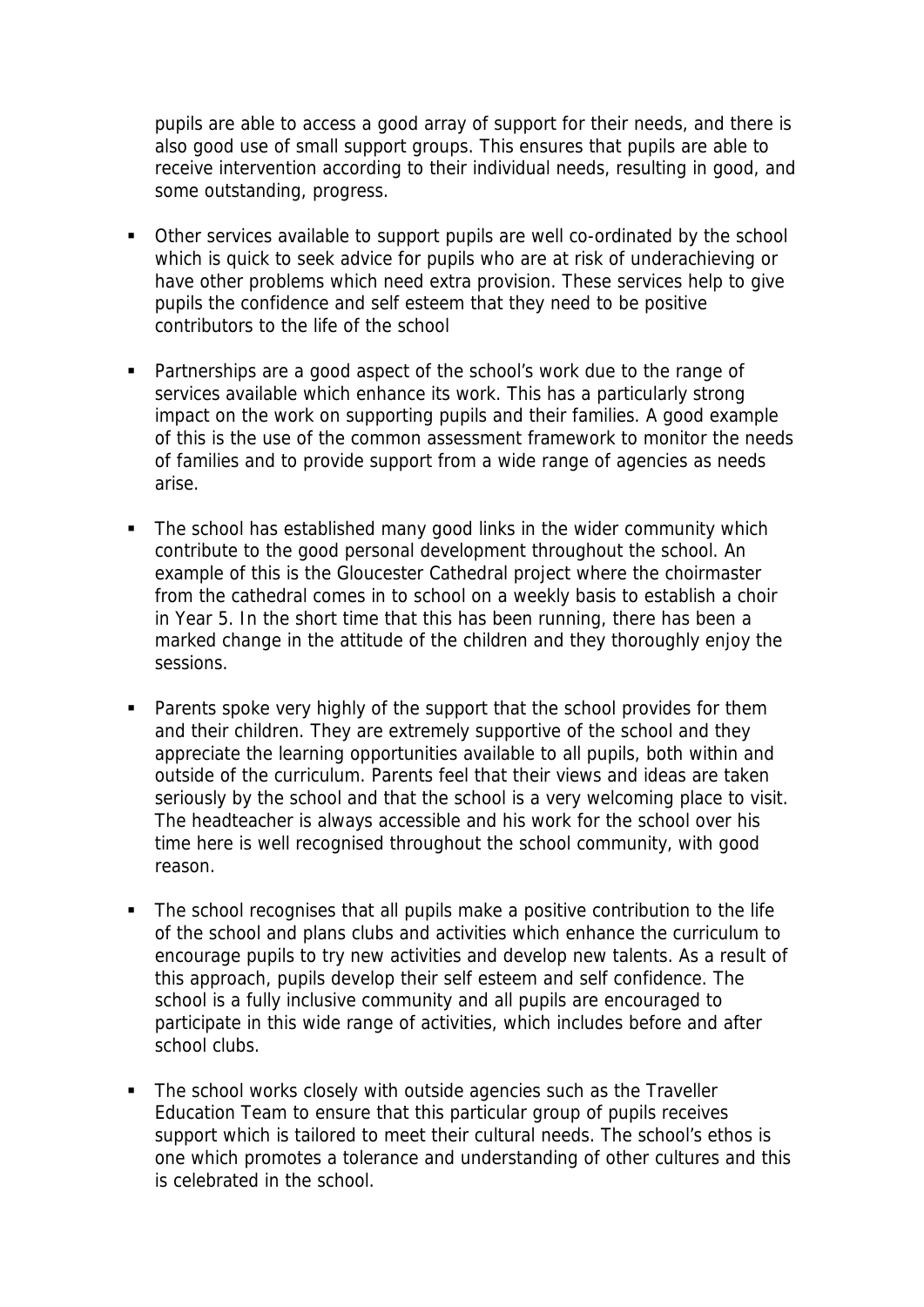pupils are able to access a good array of support for their needs, and there is also good use of small support groups. This ensures that pupils are able to receive intervention according to their individual needs, resulting in good, and some outstanding, progress.

- Other services available to support pupils are well co-ordinated by the school which is quick to seek advice for pupils who are at risk of underachieving or have other problems which need extra provision. These services help to give pupils the confidence and self esteem that they need to be positive contributors to the life of the school

- Partnerships are a good aspect of the school's work due to the range of services available which enhance its work. This has a particularly strong impact on the work on supporting pupils and their families. A good example of this is the use of the common assessment framework to monitor the needs of families and to provide support from a wide range of agencies as needs arise.

- The school has established many good links in the wider community which contribute to the good personal development throughout the school. An example of this is the Gloucester Cathedral project where the choirmaster from the cathedral comes in to school on a weekly basis to establish a choir in Year 5. In the short time that this has been running, there has been a marked change in the attitude of the children and they thoroughly enjoy the sessions.

- Parents spoke very highly of the support that the school provides for them and their children. They are extremely supportive of the school and they appreciate the learning opportunities available to all pupils, both within and outside of the curriculum. Parents feel that their views and ideas are taken seriously by the school and that the school is a very welcoming place to visit. The headteacher is always accessible and his work for the school over his time here is well recognised throughout the school community, with good reason.

- The school recognises that all pupils make a positive contribution to the life of the school and plans clubs and activities which enhance the curriculum to encourage pupils to try new activities and develop new talents. As a result of this approach, pupils develop their self esteem and self confidence. The school is a fully inclusive community and all pupils are encouraged to participate in this wide range of activities, which includes before and after school clubs.

- The school works closely with outside agencies such as the Traveller Education Team to ensure that this particular group of pupils receives support which is tailored to meet their cultural needs. The school's ethos is one which promotes a tolerance and understanding of other cultures and this is celebrated in the school.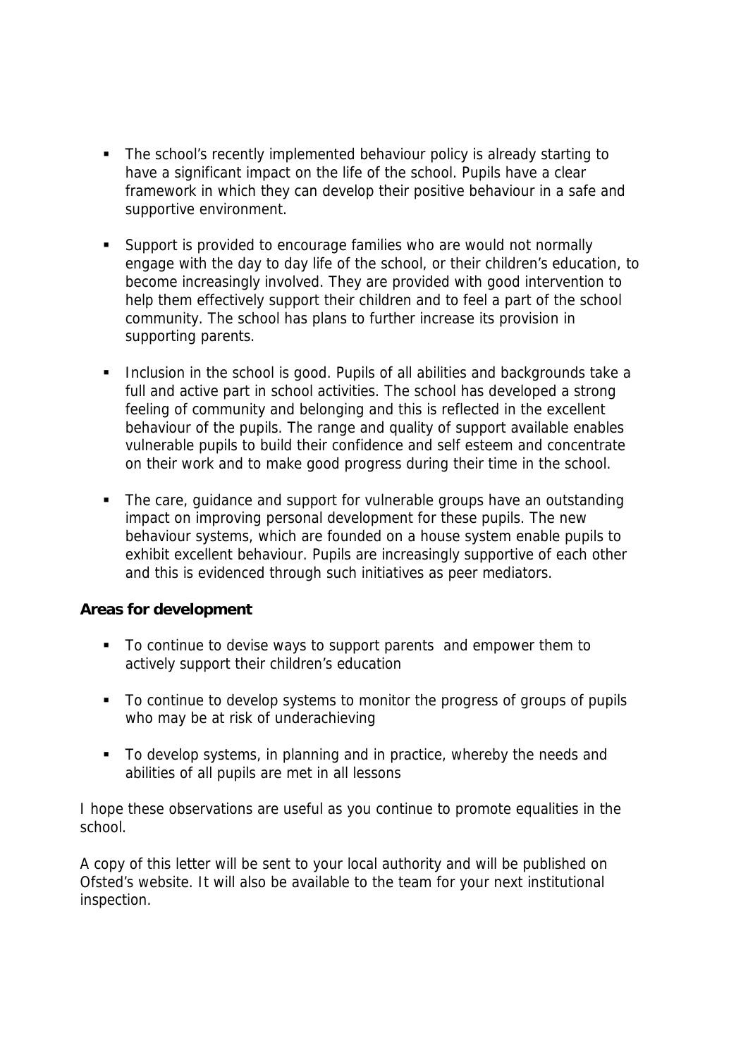- The school's recently implemented behaviour policy is already starting to have a significant impact on the life of the school. Pupils have a clear framework in which they can develop their positive behaviour in a safe and supportive environment.

- Support is provided to encourage families who are would not normally engage with the day to day life of the school, or their children's education, to become increasingly involved. They are provided with good intervention to help them effectively support their children and to feel a part of the school community. The school has plans to further increase its provision in supporting parents.

- Inclusion in the school is good. Pupils of all abilities and backgrounds take a full and active part in school activities. The school has developed a strong feeling of community and belonging and this is reflected in the excellent behaviour of the pupils. The range and quality of support available enables vulnerable pupils to build their confidence and self esteem and concentrate on their work and to make good progress during their time in the school.

- The care, guidance and support for vulnerable groups have an outstanding impact on improving personal development for these pupils. The new behaviour systems, which are founded on a house system enable pupils to exhibit excellent behaviour. Pupils are increasingly supportive of each other and this is evidenced through such initiatives as peer mediators.

**Areas for development**

- To continue to devise ways to support parents and empower them to actively support their children's education

- To continue to develop systems to monitor the progress of groups of pupils who may be at risk of underachieving

- To develop systems, in planning and in practice, whereby the needs and abilities of all pupils are met in all lessons

I hope these observations are useful as you continue to promote equalities in the school.

A copy of this letter will be sent to your local authority and will be published on Ofsted's website. It will also be available to the team for your next institutional inspection.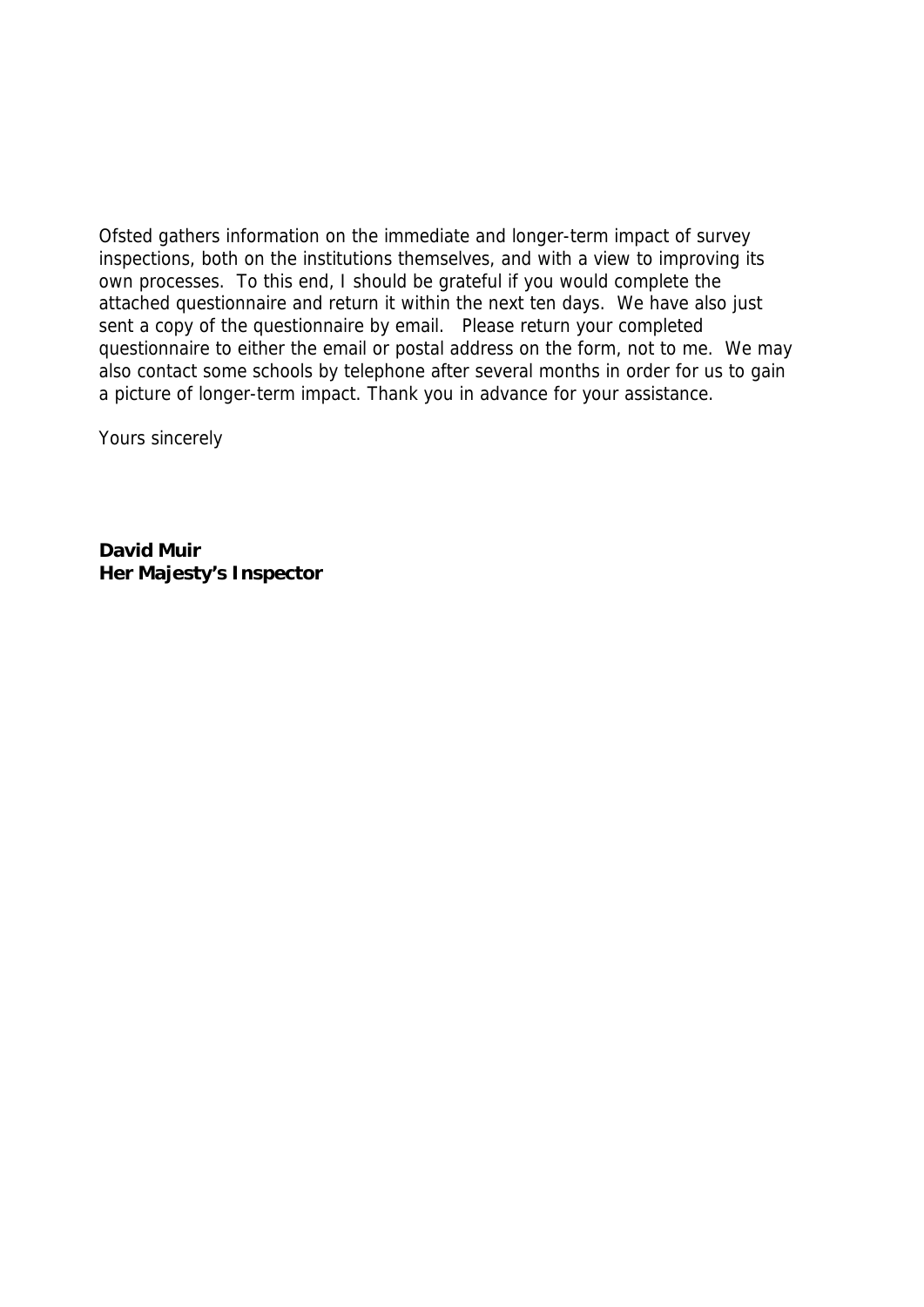Ofsted gathers information on the immediate and longer-term impact of survey inspections, both on the institutions themselves, and with a view to improving its own processes. To this end, I should be grateful if you would complete the attached questionnaire and return it within the next ten days. We have also just sent a copy of the questionnaire by email. Please return your completed questionnaire to either the email or postal address on the form, not to me. We may also contact some schools by telephone after several months in order for us to gain a picture of longer-term impact. Thank you in advance for your assistance.

Yours sincerely

**David Muir**
**Her Majesty's Inspector**